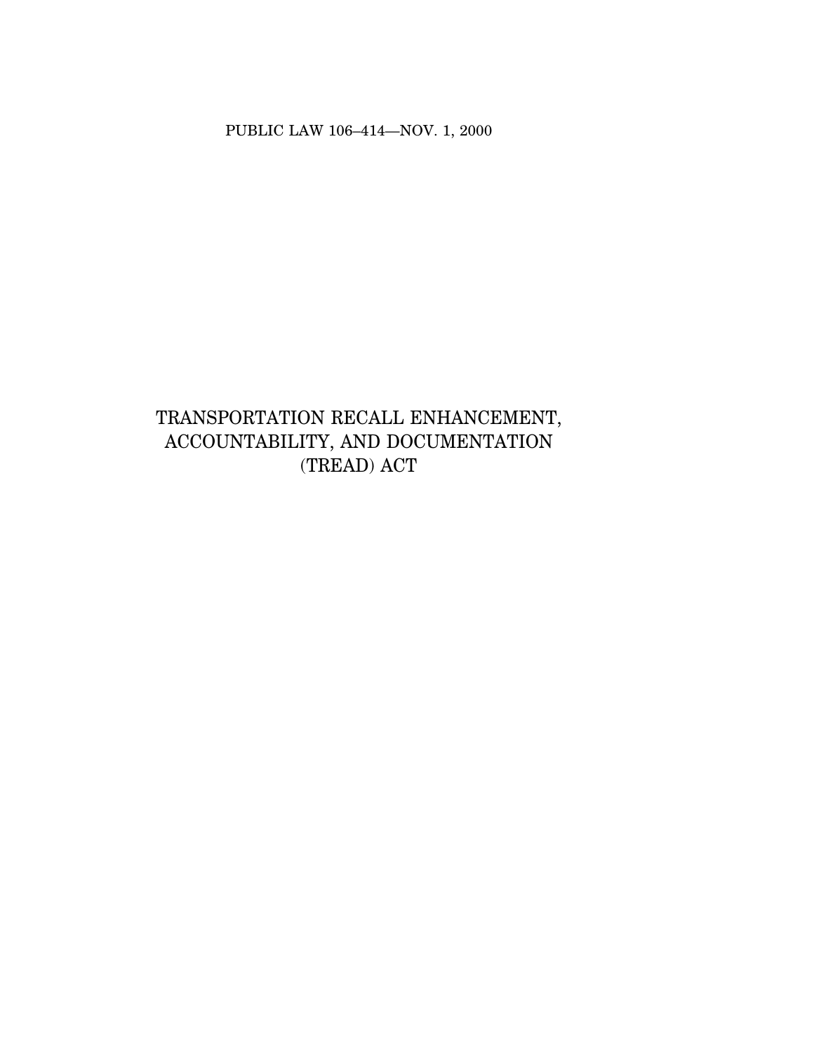PUBLIC LAW 106–414—NOV. 1, 2000

# TRANSPORTATION RECALL ENHANCEMENT, ACCOUNTABILITY, AND DOCUMENTATION (TREAD) ACT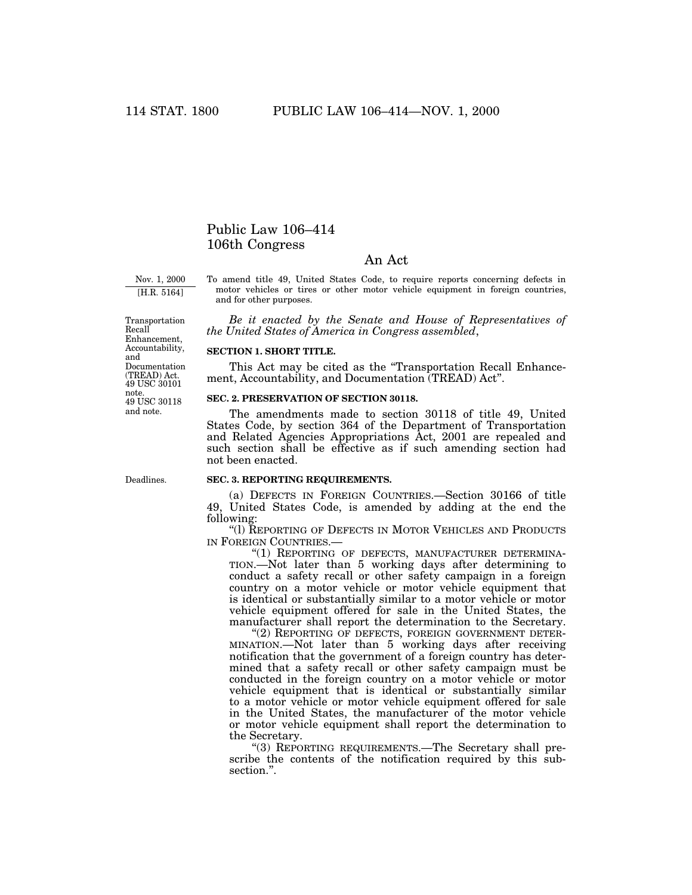# Public Law 106–414
# 106th Congress

## An Act

Nov. 1, 2000
[H.R. 5164]

To amend title 49, United States Code, to require reports concerning defects in motor vehicles or tires or other motor vehicle equipment in foreign countries, and for other purposes.

*Be it enacted by the Senate and House of Representatives of the United States of America in Congress assembled*,

Transportation Recall Enhancement, Accountability, and Documentation (TREAD) Act. 49 USC 30101 note.

**SECTION 1. SHORT TITLE.**

This Act may be cited as the "Transportation Recall Enhancement, Accountability, and Documentation (TREAD) Act".

49 USC 30118 and note.

**SEC. 2. PRESERVATION OF SECTION 30118.**

The amendments made to section 30118 of title 49, United States Code, by section 364 of the Department of Transportation and Related Agencies Appropriations Act, 2001 are repealed and such section shall be effective as if such amending section had not been enacted.

Deadlines.

**SEC. 3. REPORTING REQUIREMENTS.**

(a) DEFECTS IN FOREIGN COUNTRIES.—Section 30166 of title 49, United States Code, is amended by adding at the end the following:

"(l) REPORTING OF DEFECTS IN MOTOR VEHICLES AND PRODUCTS IN FOREIGN COUNTRIES.—

"(1) REPORTING OF DEFECTS, MANUFACTURER DETERMINATION.—Not later than 5 working days after determining to conduct a safety recall or other safety campaign in a foreign country on a motor vehicle or motor vehicle equipment that is identical or substantially similar to a motor vehicle or motor vehicle equipment offered for sale in the United States, the manufacturer shall report the determination to the Secretary.

"(2) REPORTING OF DEFECTS, FOREIGN GOVERNMENT DETERMINATION.—Not later than 5 working days after receiving notification that the government of a foreign country has determined that a safety recall or other safety campaign must be conducted in the foreign country on a motor vehicle or motor vehicle equipment that is identical or substantially similar to a motor vehicle or motor vehicle equipment offered for sale in the United States, the manufacturer of the motor vehicle or motor vehicle equipment shall report the determination to the Secretary.

"(3) REPORTING REQUIREMENTS.—The Secretary shall prescribe the contents of the notification required by this subsection.".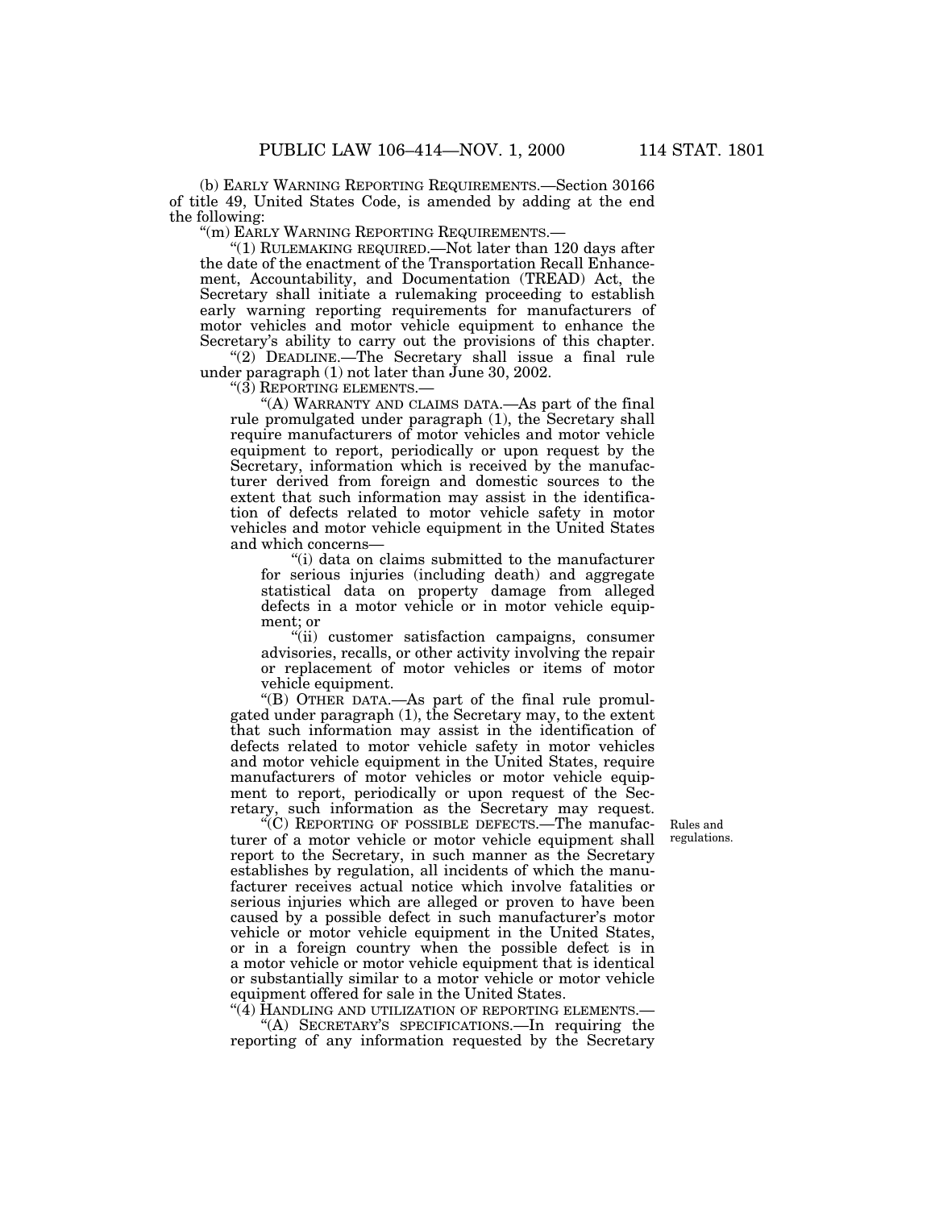(b) EARLY WARNING REPORTING REQUIREMENTS.—Section 30166 of title 49, United States Code, is amended by adding at the end the following:

"(m) EARLY WARNING REPORTING REQUIREMENTS.—

"(1) RULEMAKING REQUIRED.—Not later than 120 days after the date of the enactment of the Transportation Recall Enhancement, Accountability, and Documentation (TREAD) Act, the Secretary shall initiate a rulemaking proceeding to establish early warning reporting requirements for manufacturers of motor vehicles and motor vehicle equipment to enhance the Secretary's ability to carry out the provisions of this chapter.

"(2) DEADLINE.—The Secretary shall issue a final rule under paragraph (1) not later than June 30, 2002.

"(3) REPORTING ELEMENTS.—

"(A) WARRANTY AND CLAIMS DATA.—As part of the final rule promulgated under paragraph (1), the Secretary shall require manufacturers of motor vehicles and motor vehicle equipment to report, periodically or upon request by the Secretary, information which is received by the manufacturer derived from foreign and domestic sources to the extent that such information may assist in the identification of defects related to motor vehicle safety in motor vehicles and motor vehicle equipment in the United States and which concerns—

"(i) data on claims submitted to the manufacturer for serious injuries (including death) and aggregate statistical data on property damage from alleged defects in a motor vehicle or in motor vehicle equipment; or

"(ii) customer satisfaction campaigns, consumer advisories, recalls, or other activity involving the repair or replacement of motor vehicles or items of motor vehicle equipment.

"(B) OTHER DATA.—As part of the final rule promulgated under paragraph (1), the Secretary may, to the extent that such information may assist in the identification of defects related to motor vehicle safety in motor vehicles and motor vehicle equipment in the United States, require manufacturers of motor vehicles or motor vehicle equipment to report, periodically or upon request of the Secretary, such information as the Secretary may request.

Rules and regulations.

"(C) REPORTING OF POSSIBLE DEFECTS.—The manufacturer of a motor vehicle or motor vehicle equipment shall report to the Secretary, in such manner as the Secretary establishes by regulation, all incidents of which the manufacturer receives actual notice which involve fatalities or serious injuries which are alleged or proven to have been caused by a possible defect in such manufacturer's motor vehicle or motor vehicle equipment in the United States, or in a foreign country when the possible defect is in a motor vehicle or motor vehicle equipment that is identical or substantially similar to a motor vehicle or motor vehicle equipment offered for sale in the United States.

"(4) HANDLING AND UTILIZATION OF REPORTING ELEMENTS.—

"(A) SECRETARY'S SPECIFICATIONS.—In requiring the reporting of any information requested by the Secretary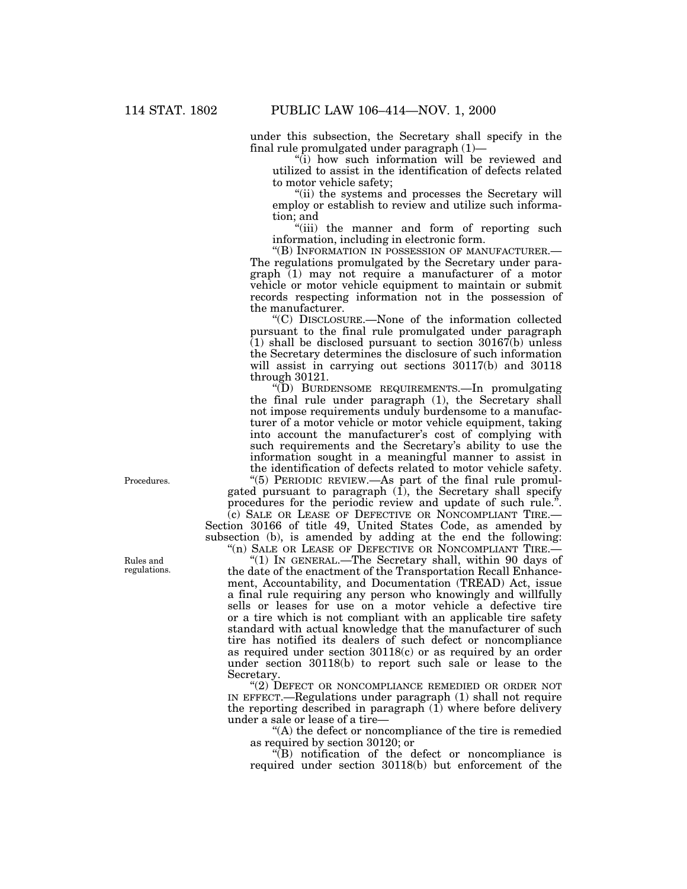under this subsection, the Secretary shall specify in the final rule promulgated under paragraph (1)—

"(i) how such information will be reviewed and utilized to assist in the identification of defects related to motor vehicle safety;

"(ii) the systems and processes the Secretary will employ or establish to review and utilize such information; and

"(iii) the manner and form of reporting such information, including in electronic form.

"(B) INFORMATION IN POSSESSION OF MANUFACTURER.—The regulations promulgated by the Secretary under paragraph (1) may not require a manufacturer of a motor vehicle or motor vehicle equipment to maintain or submit records respecting information not in the possession of the manufacturer.

"(C) DISCLOSURE.—None of the information collected pursuant to the final rule promulgated under paragraph (1) shall be disclosed pursuant to section 30167(b) unless the Secretary determines the disclosure of such information will assist in carrying out sections 30117(b) and 30118 through 30121.

"(D) BURDENSOME REQUIREMENTS.—In promulgating the final rule under paragraph (1), the Secretary shall not impose requirements unduly burdensome to a manufacturer of a motor vehicle or motor vehicle equipment, taking into account the manufacturer's cost of complying with such requirements and the Secretary's ability to use the information sought in a meaningful manner to assist in the identification of defects related to motor vehicle safety.

Procedures.

"(5) PERIODIC REVIEW.—As part of the final rule promulgated pursuant to paragraph (1), the Secretary shall specify procedures for the periodic review and update of such rule.".

(c) SALE OR LEASE OF DEFECTIVE OR NONCOMPLIANT TIRE.—Section 30166 of title 49, United States Code, as amended by subsection (b), is amended by adding at the end the following:

"(n) SALE OR LEASE OF DEFECTIVE OR NONCOMPLIANT TIRE.—

Rules and regulations.

"(1) IN GENERAL.—The Secretary shall, within 90 days of the date of the enactment of the Transportation Recall Enhancement, Accountability, and Documentation (TREAD) Act, issue a final rule requiring any person who knowingly and willfully sells or leases for use on a motor vehicle a defective tire or a tire which is not compliant with an applicable tire safety standard with actual knowledge that the manufacturer of such tire has notified its dealers of such defect or noncompliance as required under section 30118(c) or as required by an order under section 30118(b) to report such sale or lease to the Secretary.

"(2) DEFECT OR NONCOMPLIANCE REMEDIED OR ORDER NOT IN EFFECT.—Regulations under paragraph (1) shall not require the reporting described in paragraph (1) where before delivery under a sale or lease of a tire—

"(A) the defect or noncompliance of the tire is remedied as required by section 30120; or

"(B) notification of the defect or noncompliance is required under section 30118(b) but enforcement of the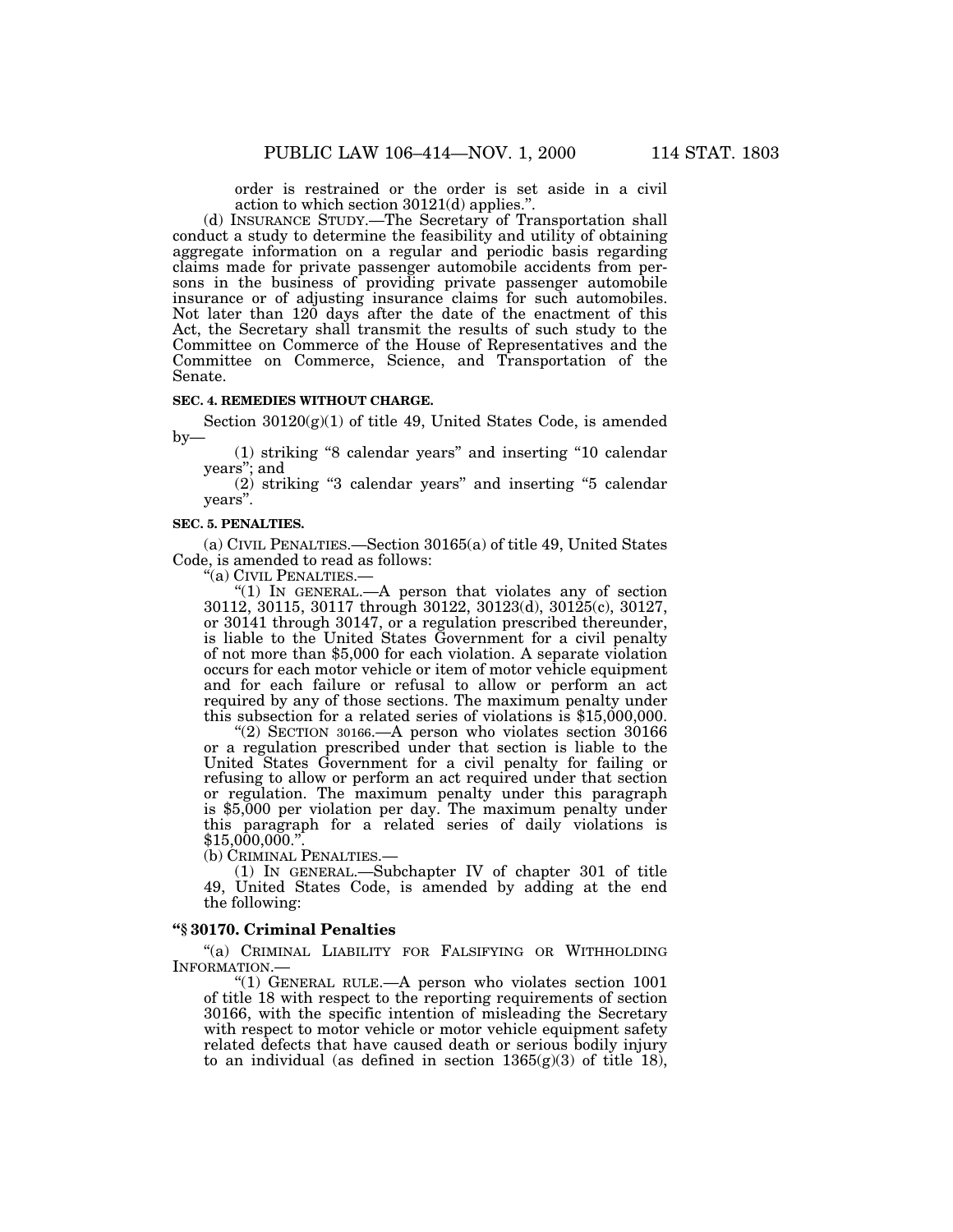order is restrained or the order is set aside in a civil action to which section 30121(d) applies.".

(d) INSURANCE STUDY.—The Secretary of Transportation shall conduct a study to determine the feasibility and utility of obtaining aggregate information on a regular and periodic basis regarding claims made for private passenger automobile accidents from persons in the business of providing private passenger automobile insurance or of adjusting insurance claims for such automobiles. Not later than 120 days after the date of the enactment of this Act, the Secretary shall transmit the results of such study to the Committee on Commerce of the House of Representatives and the Committee on Commerce, Science, and Transportation of the Senate.

**SEC. 4. REMEDIES WITHOUT CHARGE.**

Section 30120(g)(1) of title 49, United States Code, is amended by—

(1) striking "8 calendar years" and inserting "10 calendar years"; and

(2) striking "3 calendar years" and inserting "5 calendar years".

**SEC. 5. PENALTIES.**

(a) CIVIL PENALTIES.—Section 30165(a) of title 49, United States Code, is amended to read as follows:

"(a) CIVIL PENALTIES.—

"(1) IN GENERAL.—A person that violates any of section 30112, 30115, 30117 through 30122, 30123(d), 30125(c), 30127, or 30141 through 30147, or a regulation prescribed thereunder, is liable to the United States Government for a civil penalty of not more than $5,000 for each violation. A separate violation occurs for each motor vehicle or item of motor vehicle equipment and for each failure or refusal to allow or perform an act required by any of those sections. The maximum penalty under this subsection for a related series of violations is $15,000,000.

"(2) SECTION 30166.—A person who violates section 30166 or a regulation prescribed under that section is liable to the United States Government for a civil penalty for failing or refusing to allow or perform an act required under that section or regulation. The maximum penalty under this paragraph is $5,000 per violation per day. The maximum penalty under this paragraph for a related series of daily violations is $15,000,000.".

(b) CRIMINAL PENALTIES.—

(1) IN GENERAL.—Subchapter IV of chapter 301 of title 49, United States Code, is amended by adding at the end the following:

**"§ 30170. Criminal Penalties**

"(a) CRIMINAL LIABILITY FOR FALSIFYING OR WITHHOLDING INFORMATION.—

"(1) GENERAL RULE.—A person who violates section 1001 of title 18 with respect to the reporting requirements of section 30166, with the specific intention of misleading the Secretary with respect to motor vehicle or motor vehicle equipment safety related defects that have caused death or serious bodily injury to an individual (as defined in section 1365(g)(3) of title 18),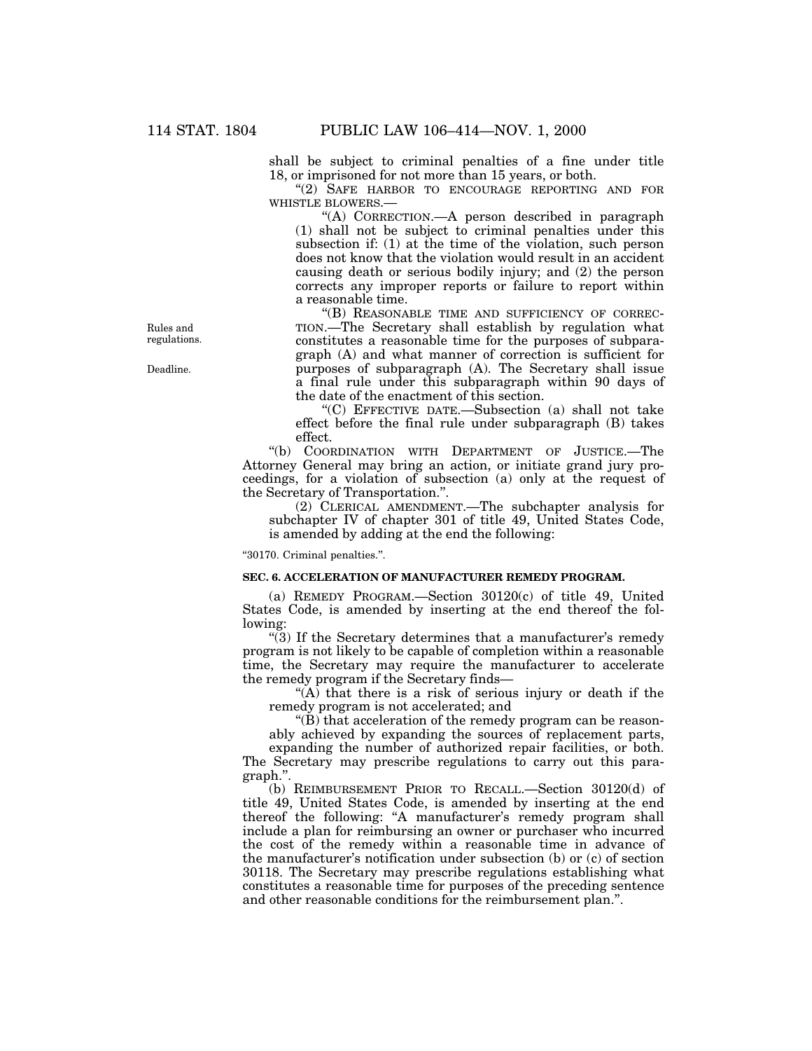shall be subject to criminal penalties of a fine under title 18, or imprisoned for not more than 15 years, or both.

"(2) SAFE HARBOR TO ENCOURAGE REPORTING AND FOR WHISTLE BLOWERS.—

"(A) CORRECTION.—A person described in paragraph (1) shall not be subject to criminal penalties under this subsection if: (1) at the time of the violation, such person does not know that the violation would result in an accident causing death or serious bodily injury; and (2) the person corrects any improper reports or failure to report within a reasonable time.

"(B) REASONABLE TIME AND SUFFICIENCY OF CORRECTION.—The Secretary shall establish by regulation what constitutes a reasonable time for the purposes of subparagraph (A) and what manner of correction is sufficient for purposes of subparagraph (A). The Secretary shall issue a final rule under this subparagraph within 90 days of the date of the enactment of this section.

Rules and regulations.

Deadline.

"(C) EFFECTIVE DATE.—Subsection (a) shall not take effect before the final rule under subparagraph (B) takes effect.

"(b) COORDINATION WITH DEPARTMENT OF JUSTICE.—The Attorney General may bring an action, or initiate grand jury proceedings, for a violation of subsection (a) only at the request of the Secretary of Transportation.".

(2) CLERICAL AMENDMENT.—The subchapter analysis for subchapter IV of chapter 301 of title 49, United States Code, is amended by adding at the end the following:

"30170. Criminal penalties.".

**SEC. 6. ACCELERATION OF MANUFACTURER REMEDY PROGRAM.**

(a) REMEDY PROGRAM.—Section 30120(c) of title 49, United States Code, is amended by inserting at the end thereof the following:

"(3) If the Secretary determines that a manufacturer's remedy program is not likely to be capable of completion within a reasonable time, the Secretary may require the manufacturer to accelerate the remedy program if the Secretary finds—

"(A) that there is a risk of serious injury or death if the remedy program is not accelerated; and

"(B) that acceleration of the remedy program can be reasonably achieved by expanding the sources of replacement parts, expanding the number of authorized repair facilities, or both.

The Secretary may prescribe regulations to carry out this paragraph.".

(b) REIMBURSEMENT PRIOR TO RECALL.—Section 30120(d) of title 49, United States Code, is amended by inserting at the end thereof the following: "A manufacturer's remedy program shall include a plan for reimbursing an owner or purchaser who incurred the cost of the remedy within a reasonable time in advance of the manufacturer's notification under subsection (b) or (c) of section 30118. The Secretary may prescribe regulations establishing what constitutes a reasonable time for purposes of the preceding sentence and other reasonable conditions for the reimbursement plan.".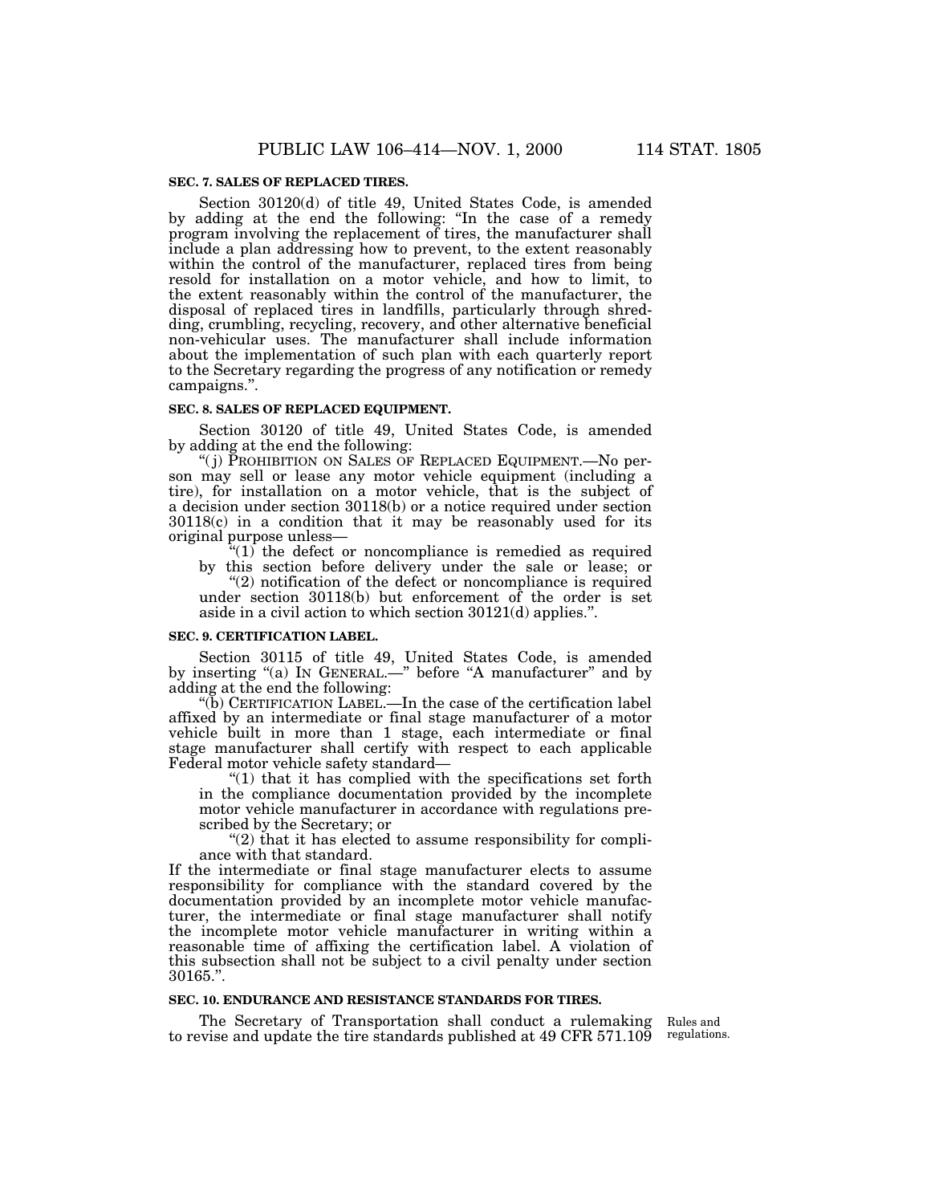### SEC. 7. SALES OF REPLACED TIRES.

Section 30120(d) of title 49, United States Code, is amended by adding at the end the following: "In the case of a remedy program involving the replacement of tires, the manufacturer shall include a plan addressing how to prevent, to the extent reasonably within the control of the manufacturer, replaced tires from being resold for installation on a motor vehicle, and how to limit, to the extent reasonably within the control of the manufacturer, the disposal of replaced tires in landfills, particularly through shredding, crumbling, recycling, recovery, and other alternative beneficial non-vehicular uses. The manufacturer shall include information about the implementation of such plan with each quarterly report to the Secretary regarding the progress of any notification or remedy campaigns.".

### SEC. 8. SALES OF REPLACED EQUIPMENT.

Section 30120 of title 49, United States Code, is amended by adding at the end the following:

"(j) PROHIBITION ON SALES OF REPLACED EQUIPMENT.—No person may sell or lease any motor vehicle equipment (including a tire), for installation on a motor vehicle, that is the subject of a decision under section 30118(b) or a notice required under section 30118(c) in a condition that it may be reasonably used for its original purpose unless—

"(1) the defect or noncompliance is remedied as required by this section before delivery under the sale or lease; or

"(2) notification of the defect or noncompliance is required under section 30118(b) but enforcement of the order is set aside in a civil action to which section 30121(d) applies.".

### SEC. 9. CERTIFICATION LABEL.

Section 30115 of title 49, United States Code, is amended by inserting "(a) IN GENERAL.—" before "A manufacturer" and by adding at the end the following:

"(b) CERTIFICATION LABEL.—In the case of the certification label affixed by an intermediate or final stage manufacturer of a motor vehicle built in more than 1 stage, each intermediate or final stage manufacturer shall certify with respect to each applicable Federal motor vehicle safety standard—

"(1) that it has complied with the specifications set forth in the compliance documentation provided by the incomplete motor vehicle manufacturer in accordance with regulations prescribed by the Secretary; or

"(2) that it has elected to assume responsibility for compliance with that standard.

If the intermediate or final stage manufacturer elects to assume responsibility for compliance with the standard covered by the documentation provided by an incomplete motor vehicle manufacturer, the intermediate or final stage manufacturer shall notify the incomplete motor vehicle manufacturer in writing within a reasonable time of affixing the certification label. A violation of this subsection shall not be subject to a civil penalty under section 30165.".

### SEC. 10. ENDURANCE AND RESISTANCE STANDARDS FOR TIRES.

Rules and regulations.

The Secretary of Transportation shall conduct a rulemaking to revise and update the tire standards published at 49 CFR 571.109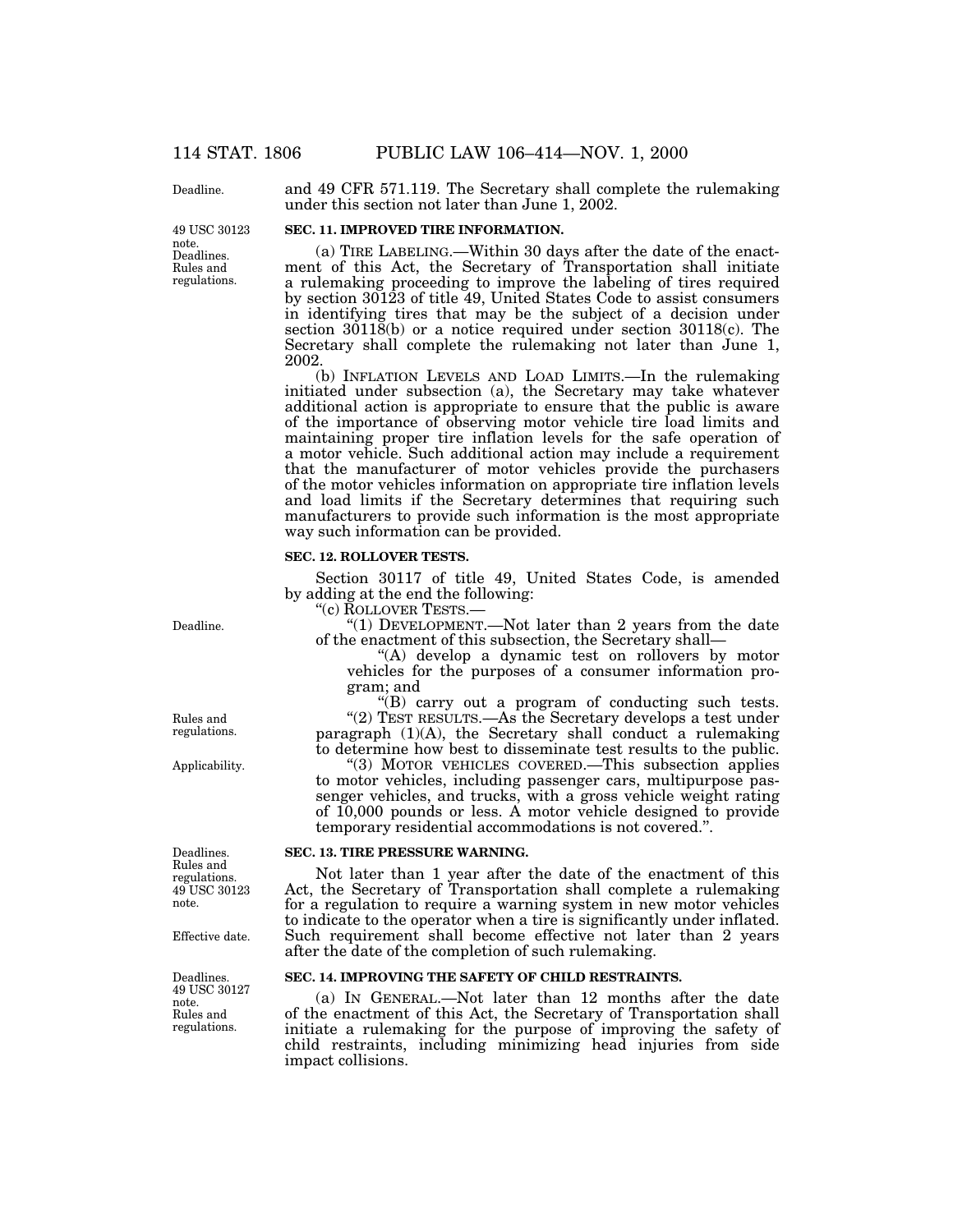and 49 CFR 571.119. The Secretary shall complete the rulemaking under this section not later than June 1, 2002.

**SEC. 11. IMPROVED TIRE INFORMATION.**

(a) TIRE LABELING.—Within 30 days after the date of the enactment of this Act, the Secretary of Transportation shall initiate a rulemaking proceeding to improve the labeling of tires required by section 30123 of title 49, United States Code to assist consumers in identifying tires that may be the subject of a decision under section 30118(b) or a notice required under section 30118(c). The Secretary shall complete the rulemaking not later than June 1, 2002.

(b) INFLATION LEVELS AND LOAD LIMITS.—In the rulemaking initiated under subsection (a), the Secretary may take whatever additional action is appropriate to ensure that the public is aware of the importance of observing motor vehicle tire load limits and maintaining proper tire inflation levels for the safe operation of a motor vehicle. Such additional action may include a requirement that the manufacturer of motor vehicles provide the purchasers of the motor vehicles information on appropriate tire inflation levels and load limits if the Secretary determines that requiring such manufacturers to provide such information is the most appropriate way such information can be provided.

**SEC. 12. ROLLOVER TESTS.**

Section 30117 of title 49, United States Code, is amended by adding at the end the following:

"(c) ROLLOVER TESTS.—

"(1) DEVELOPMENT.—Not later than 2 years from the date of the enactment of this subsection, the Secretary shall—

"(A) develop a dynamic test on rollovers by motor vehicles for the purposes of a consumer information program; and

"(B) carry out a program of conducting such tests.

"(2) TEST RESULTS.—As the Secretary develops a test under paragraph (1)(A), the Secretary shall conduct a rulemaking to determine how best to disseminate test results to the public.

"(3) MOTOR VEHICLES COVERED.—This subsection applies to motor vehicles, including passenger cars, multipurpose passenger vehicles, and trucks, with a gross vehicle weight rating of 10,000 pounds or less. A motor vehicle designed to provide temporary residential accommodations is not covered.".

**SEC. 13. TIRE PRESSURE WARNING.**

Not later than 1 year after the date of the enactment of this Act, the Secretary of Transportation shall complete a rulemaking for a regulation to require a warning system in new motor vehicles to indicate to the operator when a tire is significantly under inflated. Such requirement shall become effective not later than 2 years after the date of the completion of such rulemaking.

**SEC. 14. IMPROVING THE SAFETY OF CHILD RESTRAINTS.**

(a) IN GENERAL.—Not later than 12 months after the date of the enactment of this Act, the Secretary of Transportation shall initiate a rulemaking for the purpose of improving the safety of child restraints, including minimizing head injuries from side impact collisions.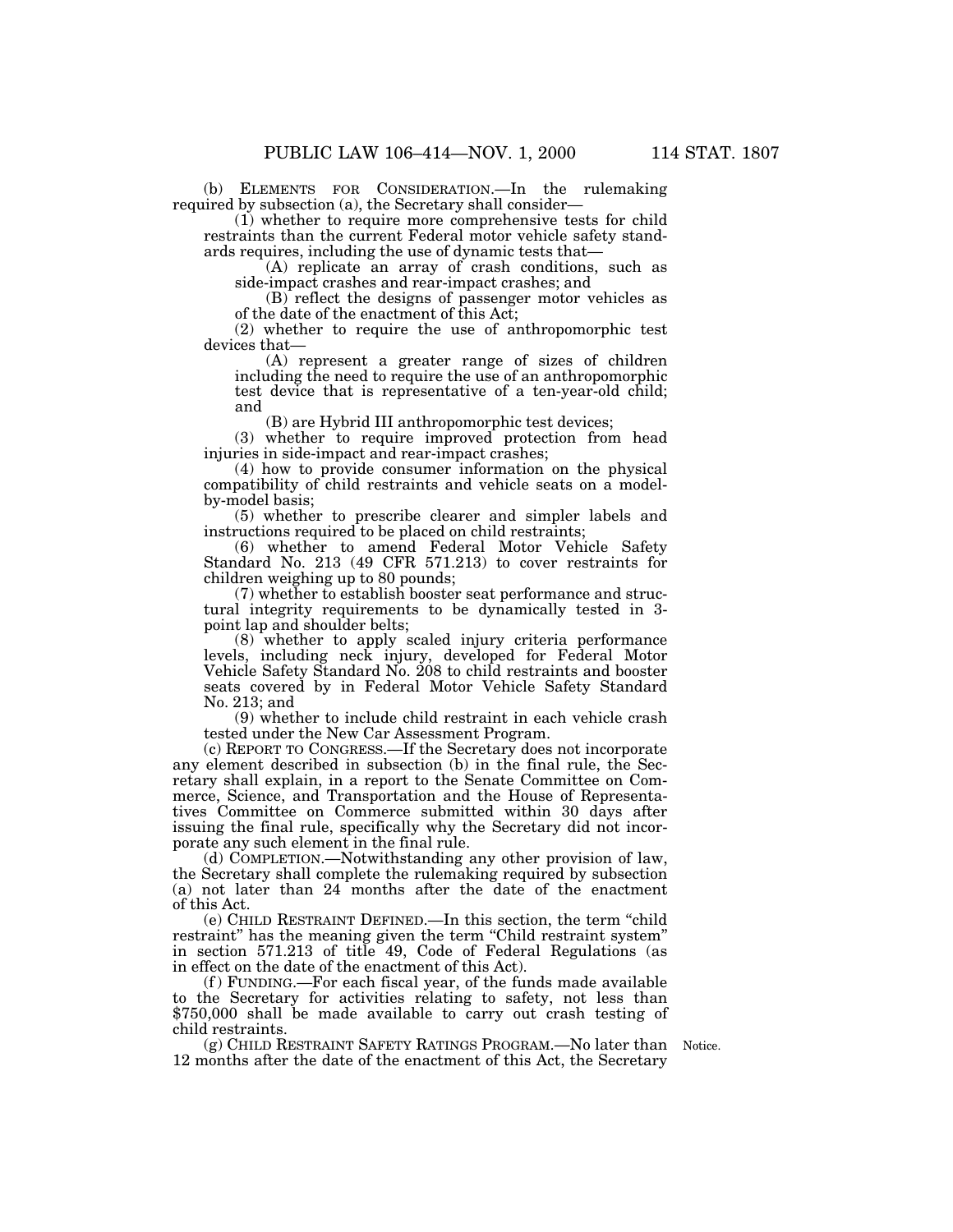(b) ELEMENTS FOR CONSIDERATION.—In the rulemaking required by subsection (a), the Secretary shall consider—

(1) whether to require more comprehensive tests for child restraints than the current Federal motor vehicle safety standards requires, including the use of dynamic tests that—

(A) replicate an array of crash conditions, such as side-impact crashes and rear-impact crashes; and

(B) reflect the designs of passenger motor vehicles as of the date of the enactment of this Act;

(2) whether to require the use of anthropomorphic test devices that—

(A) represent a greater range of sizes of children including the need to require the use of an anthropomorphic test device that is representative of a ten-year-old child; and

(B) are Hybrid III anthropomorphic test devices;

(3) whether to require improved protection from head injuries in side-impact and rear-impact crashes;

(4) how to provide consumer information on the physical compatibility of child restraints and vehicle seats on a model-by-model basis;

(5) whether to prescribe clearer and simpler labels and instructions required to be placed on child restraints;

(6) whether to amend Federal Motor Vehicle Safety Standard No. 213 (49 CFR 571.213) to cover restraints for children weighing up to 80 pounds;

(7) whether to establish booster seat performance and structural integrity requirements to be dynamically tested in 3-point lap and shoulder belts;

(8) whether to apply scaled injury criteria performance levels, including neck injury, developed for Federal Motor Vehicle Safety Standard No. 208 to child restraints and booster seats covered by in Federal Motor Vehicle Safety Standard No. 213; and

(9) whether to include child restraint in each vehicle crash tested under the New Car Assessment Program.

(c) REPORT TO CONGRESS.—If the Secretary does not incorporate any element described in subsection (b) in the final rule, the Secretary shall explain, in a report to the Senate Committee on Commerce, Science, and Transportation and the House of Representatives Committee on Commerce submitted within 30 days after issuing the final rule, specifically why the Secretary did not incorporate any such element in the final rule.

(d) COMPLETION.—Notwithstanding any other provision of law, the Secretary shall complete the rulemaking required by subsection (a) not later than 24 months after the date of the enactment of this Act.

(e) CHILD RESTRAINT DEFINED.—In this section, the term "child restraint" has the meaning given the term "Child restraint system" in section 571.213 of title 49, Code of Federal Regulations (as in effect on the date of the enactment of this Act).

(f) FUNDING.—For each fiscal year, of the funds made available to the Secretary for activities relating to safety, not less than $750,000 shall be made available to carry out crash testing of child restraints.

(g) CHILD RESTRAINT SAFETY RATINGS PROGRAM.—No later than 12 months after the date of the enactment of this Act, the Secretary

Notice.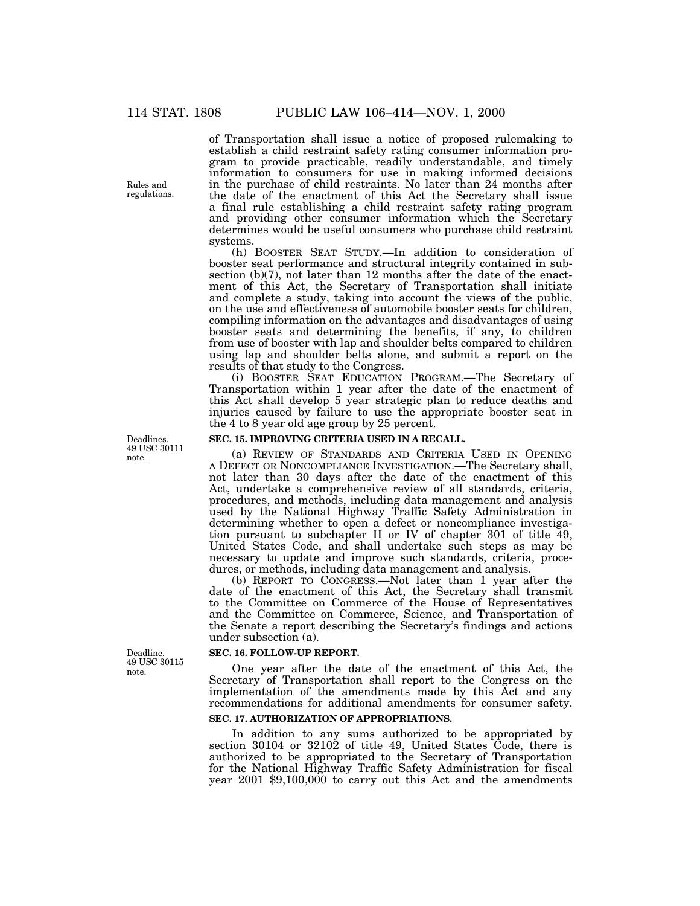of Transportation shall issue a notice of proposed rulemaking to establish a child restraint safety rating consumer information program to provide practicable, readily understandable, and timely information to consumers for use in making informed decisions in the purchase of child restraints. No later than 24 months after the date of the enactment of this Act the Secretary shall issue a final rule establishing a child restraint safety rating program and providing other consumer information which the Secretary determines would be useful consumers who purchase child restraint systems.

Rules and regulations.

(h) BOOSTER SEAT STUDY.—In addition to consideration of booster seat performance and structural integrity contained in subsection (b)(7), not later than 12 months after the date of the enactment of this Act, the Secretary of Transportation shall initiate and complete a study, taking into account the views of the public, on the use and effectiveness of automobile booster seats for children, compiling information on the advantages and disadvantages of using booster seats and determining the benefits, if any, to children from use of booster with lap and shoulder belts compared to children using lap and shoulder belts alone, and submit a report on the results of that study to the Congress.

(i) BOOSTER SEAT EDUCATION PROGRAM.—The Secretary of Transportation within 1 year after the date of the enactment of this Act shall develop 5 year strategic plan to reduce deaths and injuries caused by failure to use the appropriate booster seat in the 4 to 8 year old age group by 25 percent.

Deadlines. 49 USC 30111 note.

**SEC. 15. IMPROVING CRITERIA USED IN A RECALL.**

(a) REVIEW OF STANDARDS AND CRITERIA USED IN OPENING A DEFECT OR NONCOMPLIANCE INVESTIGATION.—The Secretary shall, not later than 30 days after the date of the enactment of this Act, undertake a comprehensive review of all standards, criteria, procedures, and methods, including data management and analysis used by the National Highway Traffic Safety Administration in determining whether to open a defect or noncompliance investigation pursuant to subchapter II or IV of chapter 301 of title 49, United States Code, and shall undertake such steps as may be necessary to update and improve such standards, criteria, procedures, or methods, including data management and analysis.

(b) REPORT TO CONGRESS.—Not later than 1 year after the date of the enactment of this Act, the Secretary shall transmit to the Committee on Commerce of the House of Representatives and the Committee on Commerce, Science, and Transportation of the Senate a report describing the Secretary's findings and actions under subsection (a).

Deadline. 49 USC 30115 note.

**SEC. 16. FOLLOW-UP REPORT.**

One year after the date of the enactment of this Act, the Secretary of Transportation shall report to the Congress on the implementation of the amendments made by this Act and any recommendations for additional amendments for consumer safety.

**SEC. 17. AUTHORIZATION OF APPROPRIATIONS.**

In addition to any sums authorized to be appropriated by section 30104 or 32102 of title 49, United States Code, there is authorized to be appropriated to the Secretary of Transportation for the National Highway Traffic Safety Administration for fiscal year 2001 $9,100,000 to carry out this Act and the amendments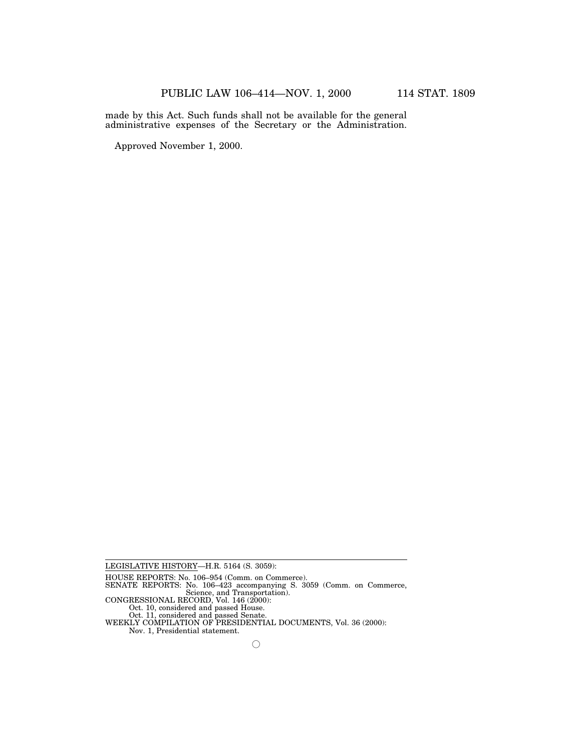made by this Act. Such funds shall not be available for the general administrative expenses of the Secretary or the Administration.

Approved November 1, 2000.

---

LEGISLATIVE HISTORY—H.R. 5164 (S. 3059):

HOUSE REPORTS: No. 106–954 (Comm. on Commerce).
SENATE REPORTS: No. 106–423 accompanying S. 3059 (Comm. on Commerce, Science, and Transportation).
CONGRESSIONAL RECORD, Vol. 146 (2000):
 Oct. 10, considered and passed House.
 Oct. 11, considered and passed Senate.
WEEKLY COMPILATION OF PRESIDENTIAL DOCUMENTS, Vol. 36 (2000):
 Nov. 1, Presidential statement.